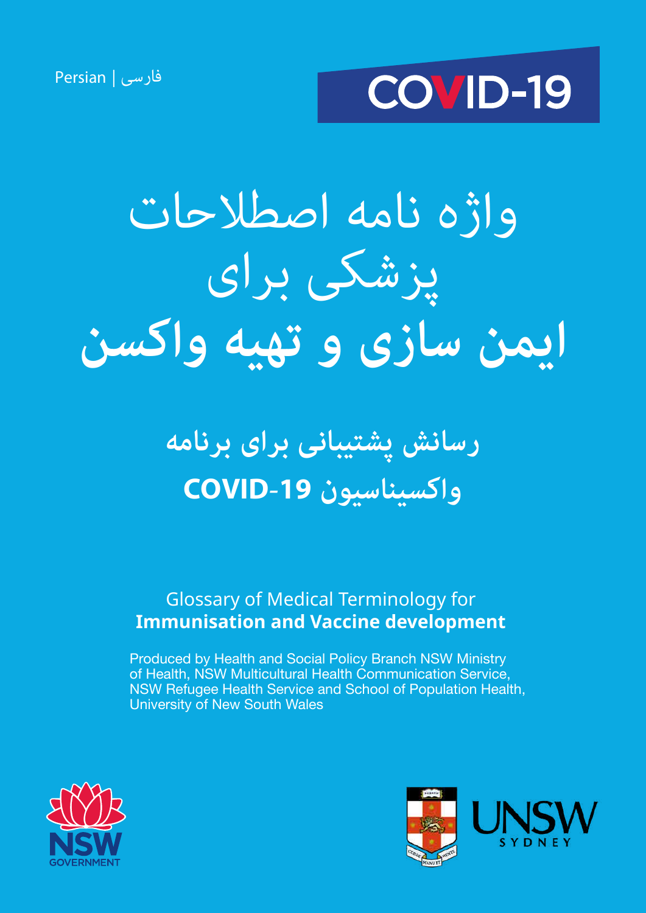Persian | فارسی

COVID-19

# واژه نامه اصطلاحات پزشکی برای ایمن سازی و تهیه واکسن

## رسانش پشتیبانی برای برنامه واکسیناسیون COVID-19

Glossary of Medical Terminology for
**Immunisation and Vaccine development**

Produced by Health and Social Policy Branch NSW Ministry of Health, NSW Multicultural Health Communication Service, NSW Refugee Health Service and School of Population Health, University of New South Wales

NSW GOVERNMENT

UNSW SYDNEY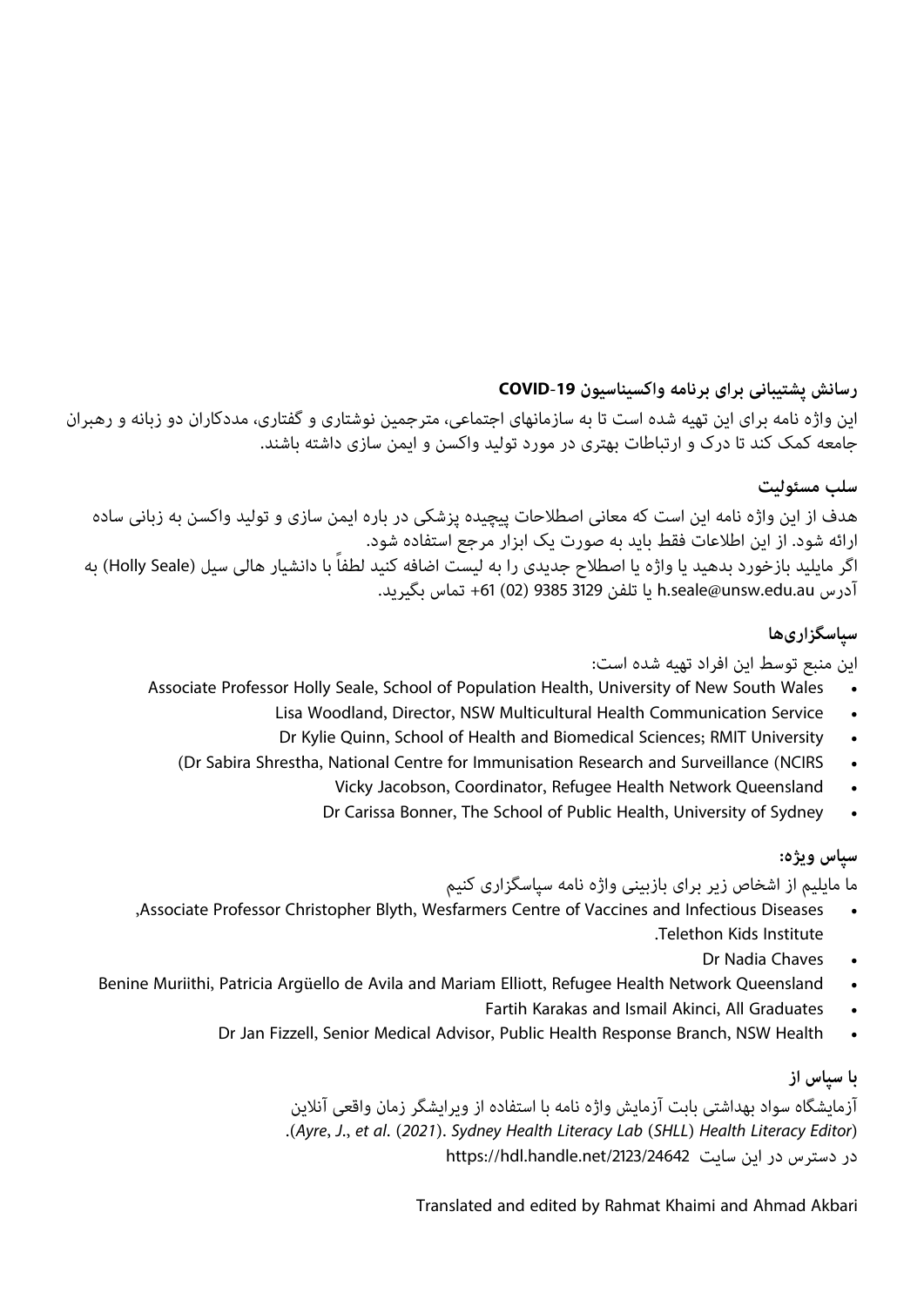### رسانش پشتیبانی برای برنامه واکسیناسیون COVID-19

این واژه نامه برای این تهیه شده است تا به سازمانهای اجتماعی، مترجمین نوشتاری و گفتاری، مددکاران دو زبانه و رهبران جامعه کمک کند تا درک و ارتباطات بهتری در مورد تولید واکسن و ایمن سازی داشته باشند.

### سلب مسئولیت

هدف از این واژه نامه این است که معانی اصطلاحات پیچیده پزشکی در باره ایمن سازی و تولید واکسن به زبانی ساده ارائه شود. از این اطلاعات فقط باید به صورت یک ابزار مرجع استفاده شود.
اگر مایلید بازخورد بدهید یا واژه یا اصطلاح جدیدی را به لیست اضافه کنید لطفاً با دانشیار هالی سیل (Holly Seale) به آدرس h.seale@unsw.edu.au یا تلفن 3129 9385 (02) 61+ تماس بگیرید.

### سپاسگزاری‌ها

این منبع توسط این افراد تهیه شده است:

- Associate Professor Holly Seale, School of Population Health, University of New South Wales
- Lisa Woodland, Director, NSW Multicultural Health Communication Service
- Dr Kylie Quinn, School of Health and Biomedical Sciences; RMIT University
- Dr Sabira Shrestha, National Centre for Immunisation Research and Surveillance (NCIRS)
- Vicky Jacobson, Coordinator, Refugee Health Network Queensland
- Dr Carissa Bonner, The School of Public Health, University of Sydney

### سپاس ویژه:

ما مایلیم از اشخاص زیر برای بازبینی واژه نامه سپاسگزاری کنیم

- Associate Professor Christopher Blyth, Wesfarmers Centre of Vaccines and Infectious Diseases, Telethon Kids Institute.
- Dr Nadia Chaves
- Benine Muriithi, Patricia Argüello de Avila and Mariam Elliott, Refugee Health Network Queensland
- Fartih Karakas and Ismail Akinci, All Graduates
- Dr Jan Fizzell, Senior Medical Advisor, Public Health Response Branch, NSW Health

### با سپاس از

آزمایشگاه سواد بهداشتی بابت آزمایش واژه نامه با استفاده از ویرایشگر زمان واقعی آنلاین
(*Ayre, J., et al.* (*2021*). *Sydney Health Literacy Lab* (*SHLL*) *Health Literacy Editor*).
در دسترس در این سایت https://hdl.handle.net/2123/24642

Translated and edited by Rahmat Khaimi and Ahmad Akbari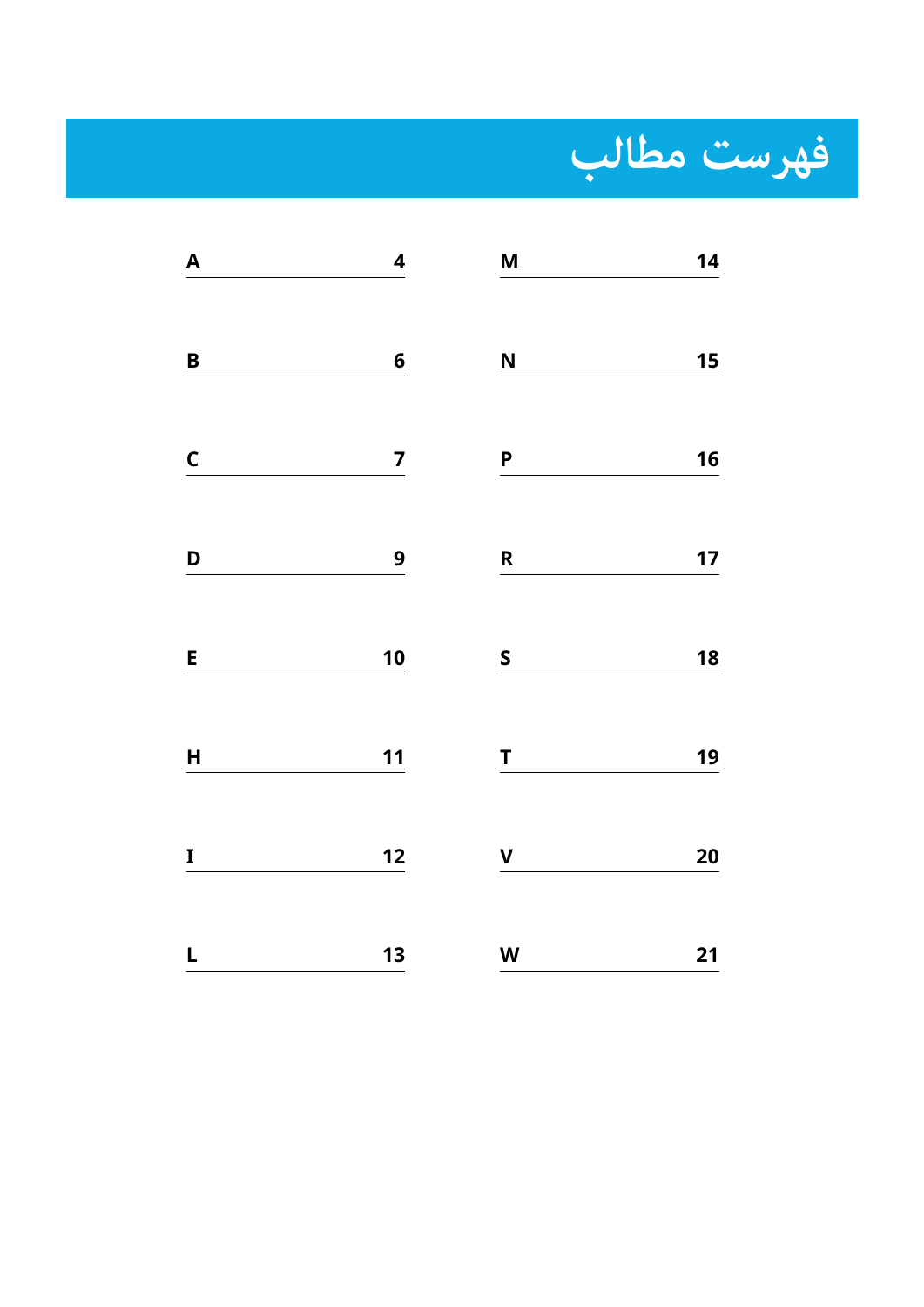# فهرست مطالب

| | |
|---|---|
| A | 4 |
| B | 6 |
| C | 7 |
| D | 9 |
| E | 10 |
| H | 11 |
| I | 12 |
| L | 13 |
| M | 14 |
| N | 15 |
| P | 16 |
| R | 17 |
| S | 18 |
| T | 19 |
| V | 20 |
| W | 21 |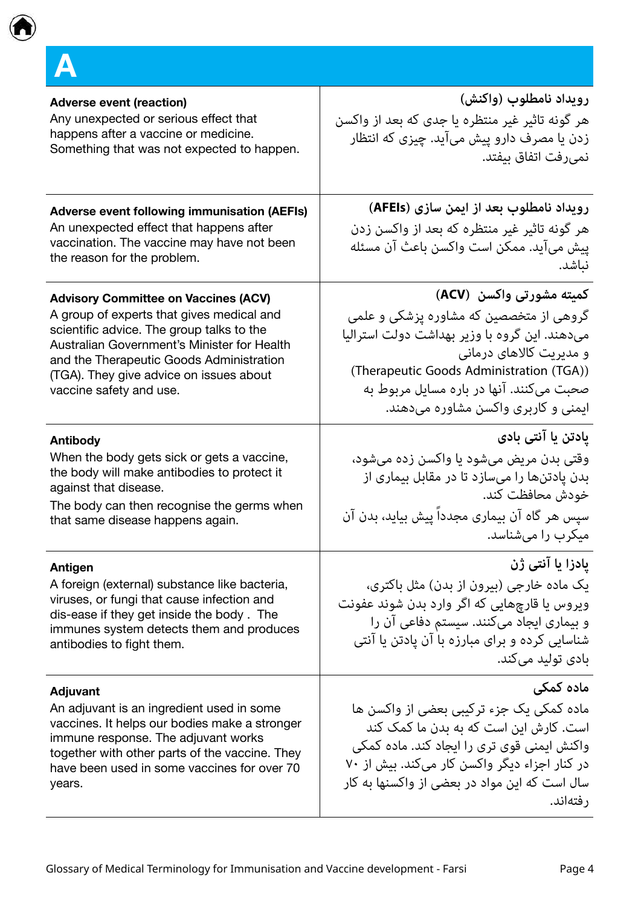# A

| English | فارسی |
|---|---|
| **Adverse event (reaction)**<br>Any unexpected or serious effect that happens after a vaccine or medicine. Something that was not expected to happen. | **رویداد نامطلوب (واکنش)**<br>هر گونه تاثیر غیر منتظره یا جدی که بعد از واکسن زدن یا مصرف دارو پیش می‌آید. چیزی که انتظار نمی‌رفت اتفاق بیفتد. |
| **Adverse event following immunisation (AEFIs)**<br>An unexpected effect that happens after vaccination. The vaccine may have not been the reason for the problem. | **رویداد نامطلوب بعد از ایمن سازی (AEFIs)**<br>هر گونه تاثیر غیر منتظره که بعد از واکسن زدن پیش می‌آید. ممکن است واکسن باعث آن مسئله نباشد. |
| **Advisory Committee on Vaccines (ACV)**<br>A group of experts that gives medical and scientific advice. The group talks to the Australian Government's Minister for Health and the Therapeutic Goods Administration (TGA). They give advice on issues about vaccine safety and use. | **کمیته مشورتی واکسن (ACV)**<br>گروهی از متخصصین که مشاوره پزشکی و علمی می‌دهند. این گروه با وزیر بهداشت دولت استرالیا و مدیریت کالاهای درمانی (Therapeutic Goods Administration (TGA)) صحبت می‌کنند. آنها در باره مسایل مربوط به ایمنی و کاربری واکسن مشاوره می‌دهند. |
| **Antibody**<br>When the body gets sick or gets a vaccine, the body will make antibodies to protect it against that disease.<br>The body can then recognise the germs when that same disease happens again. | **پادتن یا آنتی بادی**<br>وقتی بدن مریض می‌شود یا واکسن زده می‌شود، بدن پادتن‌ها را می‌سازد تا در مقابل بیماری از خودش محافظت کند.<br>سپس هر گاه آن بیماری مجدداً پیش بیاید، بدن آن میکرب را می‌شناسد. |
| **Antigen**<br>A foreign (external) substance like bacteria, viruses, or fungi that cause infection and dis-ease if they get inside the body . The immunes system detects them and produces antibodies to fight them. | **پادزا یا آنتی ژن**<br>یک ماده خارجی (بیرون از بدن) مثل باکتری، ویروس یا قارچهایی که اگر وارد بدن شوند عفونت و بیماری ایجاد می‌کنند. سیستم دفاعی آن را شناسایی کرده و برای مبارزه با آن پادتن یا آنتی بادی تولید می‌کند. |
| **Adjuvant**<br>An adjuvant is an ingredient used in some vaccines. It helps our bodies make a stronger immune response. The adjuvant works together with other parts of the vaccine. They have been used in some vaccines for over 70 years. | **ماده کمکی**<br>ماده کمکی یک جزء ترکیبی بعضی از واکسن ها است. کارش این است که به بدن ما کمک کند واکنش ایمنی قوی تری را ایجاد کند. ماده کمکی در کنار اجزاء دیگر واکسن کار می‌کند. بیش از ۷۰ سال است که این مواد در بعضی از واکسنها به کار رفته‌اند. |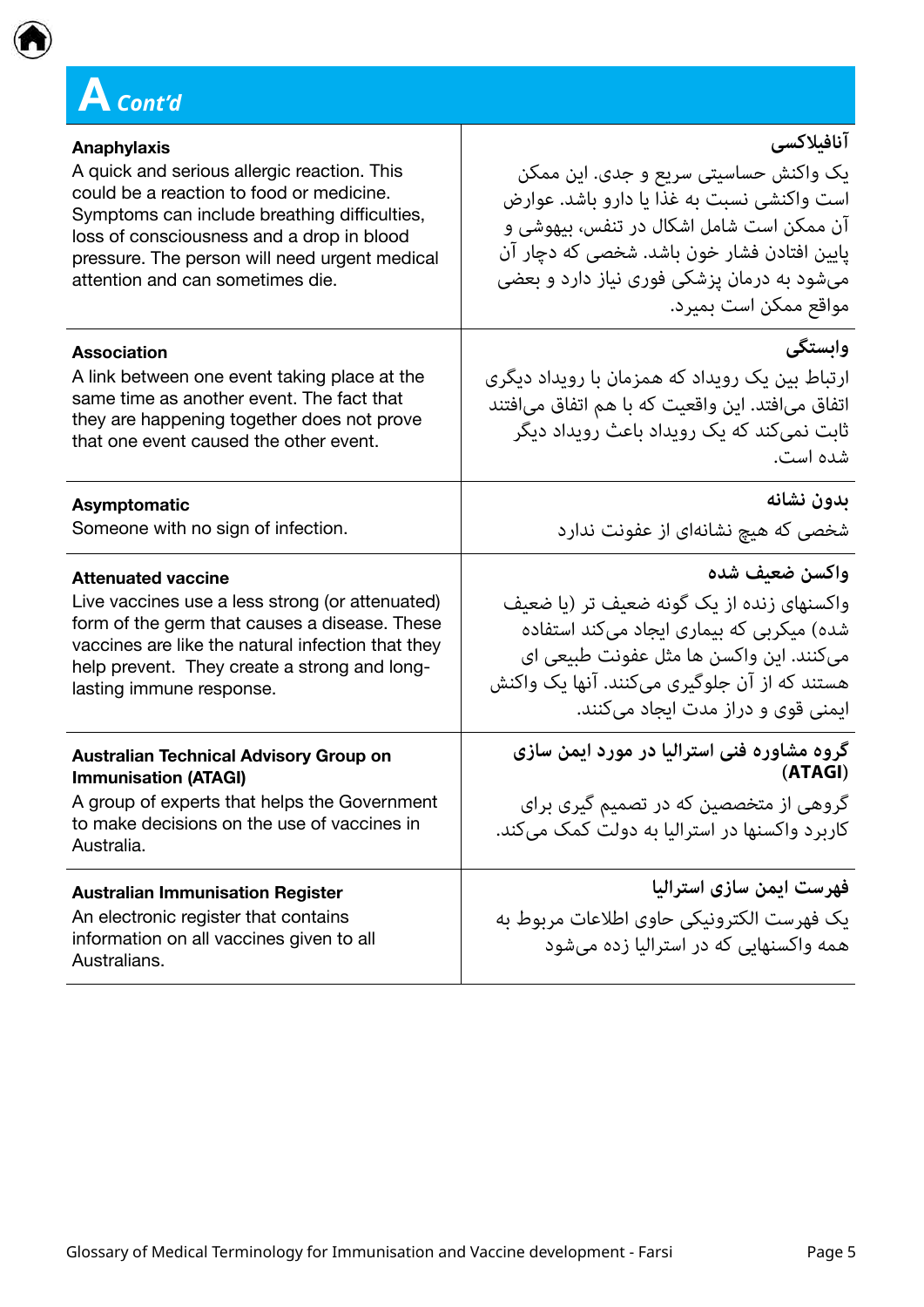## A Cont'd

| | |
|---|---|
| **Anaphylaxis**<br>A quick and serious allergic reaction. This could be a reaction to food or medicine. Symptoms can include breathing difficulties, loss of consciousness and a drop in blood pressure. The person will need urgent medical attention and can sometimes die. | **آنافیلاکسی**<br>یک واکنش حساسیتی سریع و جدی. این ممکن است واکنشی نسبت به غذا یا دارو باشد. عوارض آن ممکن است شامل اشکال در تنفس، بیهوشی و پایین افتادن فشار خون باشد. شخصی که دچار آن می‌شود به درمان پزشکی فوری نیاز دارد و بعضی مواقع ممکن است بمیرد. |
| **Association**<br>A link between one event taking place at the same time as another event. The fact that they are happening together does not prove that one event caused the other event. | **وابستگی**<br>ارتباط بین یک رویداد که همزمان با رویداد دیگری اتفاق می‌افتد. این واقعیت که با هم اتفاق می‌افتند ثابت نمی‌کند که یک رویداد باعث رویداد دیگر شده است. |
| **Asymptomatic**<br>Someone with no sign of infection. | **بدون نشانه**<br>شخصی که هیچ نشانه‌ای از عفونت ندارد |
| **Attenuated vaccine**<br>Live vaccines use a less strong (or attenuated) form of the germ that causes a disease. These vaccines are like the natural infection that they help prevent. They create a strong and long-lasting immune response. | **واکسن ضعیف شده**<br>واکسنهای زنده از یک گونه ضعیف تر (یا ضعیف شده) میکربی که بیماری ایجاد می‌کند استفاده می‌کنند. این واکسن ها مثل عفونت طبیعی ای هستند که از آن جلوگیری می‌کنند. آنها یک واکنش ایمنی قوی و دراز مدت ایجاد می‌کنند. |
| **Australian Technical Advisory Group on Immunisation (ATAGI)**<br>A group of experts that helps the Government to make decisions on the use of vaccines in Australia. | **گروه مشاوره فنی استرالیا در مورد ایمن سازی (ATAGI)**<br>گروهی از متخصصین که در تصمیم گیری برای کاربرد واکسنها در استرالیا به دولت کمک می‌کند. |
| **Australian Immunisation Register**<br>An electronic register that contains information on all vaccines given to all Australians. | **فهرست ایمن سازی استرالیا**<br>یک فهرست الکترونیکی حاوی اطلاعات مربوط به همه واکسنهایی که در استرالیا زده می‌شود |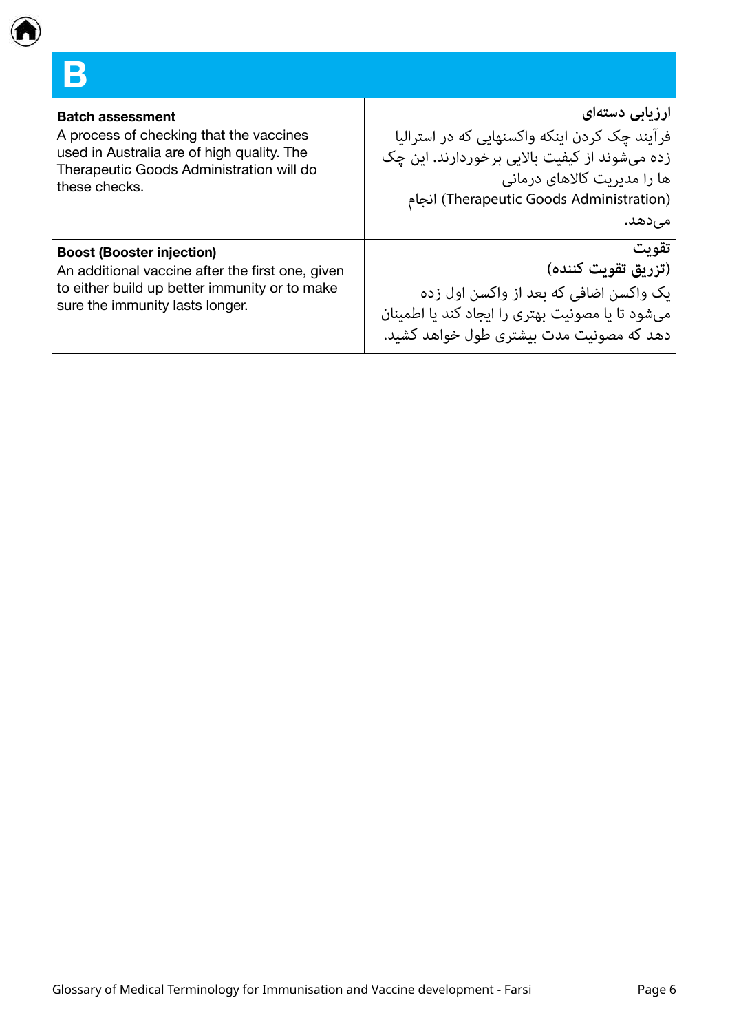# B

| | |
|---|---|
| **Batch assessment**<br>A process of checking that the vaccines used in Australia are of high quality. The Therapeutic Goods Administration will do these checks. | **ارزیابی دسته‌ای**<br>فرآیند چک کردن اینکه واکسنهایی که در استرالیا زده می‌شوند از کیفیت بالایی برخوردارند. این چک ها را مدیریت کالاهای درمانی (Therapeutic Goods Administration) انجام می‌دهد. |
| **Boost (Booster injection)**<br>An additional vaccine after the first one, given to either build up better immunity or to make sure the immunity lasts longer. | **تقویت**<br>**(تزریق تقویت کننده)**<br>یک واکسن اضافی که بعد از واکسن اول زده می‌شود تا یا مصونیت بهتری را ایجاد کند یا اطمینان دهد که مصونیت مدت بیشتری طول خواهد کشید. |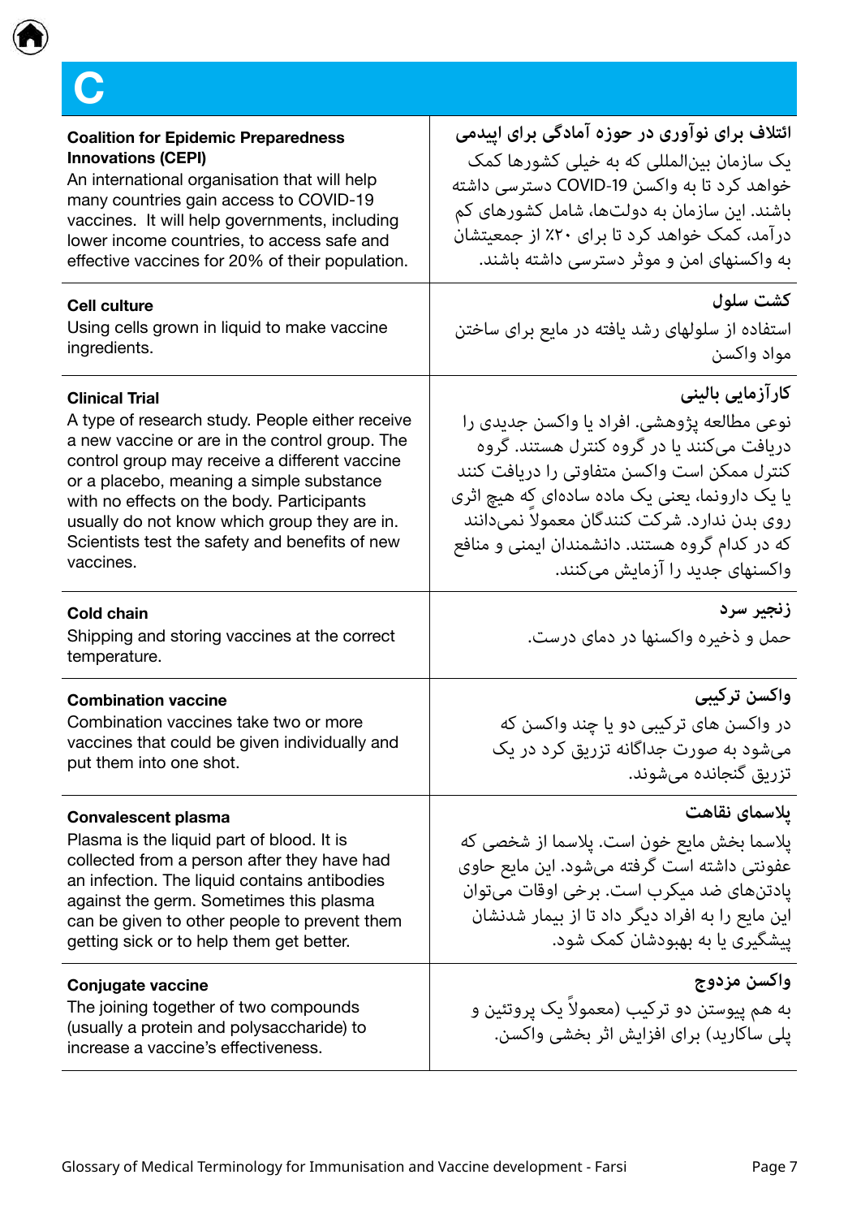# C

| English | Farsi |
|---|---|
| **Coalition for Epidemic Preparedness Innovations (CEPI)**<br>An international organisation that will help many countries gain access to COVID-19 vaccines. It will help governments, including lower income countries, to access safe and effective vaccines for 20% of their population. | **ائتلاف برای نوآوری در حوزه آمادگی برای اپیدمی**<br>یک سازمان بین‌المللی که به خیلی کشورها کمک خواهد کرد تا به واکسن COVID-19 دسترسی داشته باشند. این سازمان به دولت‌ها، شامل کشورهای کم درآمد، کمک خواهد کرد تا برای ۲۰٪ از جمعیتشان به واکسنهای امن و موثر دسترسی داشته باشند. |
| **Cell culture**<br>Using cells grown in liquid to make vaccine ingredients. | **کشت سلول**<br>استفاده از سلولهای رشد یافته در مایع برای ساختن مواد واکسن |
| **Clinical Trial**<br>A type of research study. People either receive a new vaccine or are in the control group. The control group may receive a different vaccine or a placebo, meaning a simple substance with no effects on the body. Participants usually do not know which group they are in. Scientists test the safety and benefits of new vaccines. | **کارآزمایی بالینی**<br>نوعی مطالعه پژوهشی. افراد یا واکسن جدیدی را دریافت می‌کنند یا در گروه کنترل هستند. گروه کنترل ممکن است واکسن متفاوتی را دریافت کنند یا یک دارونما، یعنی یک ماده ساده‌ای که هیچ اثری روی بدن ندارد. شرکت کنندگان معمولاً نمی‌دانند که در کدام گروه هستند. دانشمندان ایمنی و منافع واکسنهای جدید را آزمایش می‌کنند. |
| **Cold chain**<br>Shipping and storing vaccines at the correct temperature. | **زنجیر سرد**<br>حمل و ذخیره واکسنها در دمای درست. |
| **Combination vaccine**<br>Combination vaccines take two or more vaccines that could be given individually and put them into one shot. | **واکسن ترکیبی**<br>در واکسن های ترکیبی دو یا چند واکسن که می‌شود به صورت جداگانه تزریق کرد در یک تزریق گنجانده می‌شوند. |
| **Convalescent plasma**<br>Plasma is the liquid part of blood. It is collected from a person after they have had an infection. The liquid contains antibodies against the germ. Sometimes this plasma can be given to other people to prevent them getting sick or to help them get better. | **پلاسمای نقاهت**<br>پلاسما بخش مایع خون است. پلاسما از شخصی که عفونتی داشته است گرفته می‌شود. این مایع حاوی پادتن‌های ضد میکرب است. برخی اوقات می‌توان این مایع را به افراد دیگر داد تا از بیمار شدنشان پیشگیری یا به بهبودشان کمک شود. |
| **Conjugate vaccine**<br>The joining together of two compounds (usually a protein and polysaccharide) to increase a vaccine's effectiveness. | **واکسن مزدوج**<br>به هم پیوستن دو ترکیب (معمولاً یک پروتئین و پلی ساکارید) برای افزایش اثر بخشی واکسن. |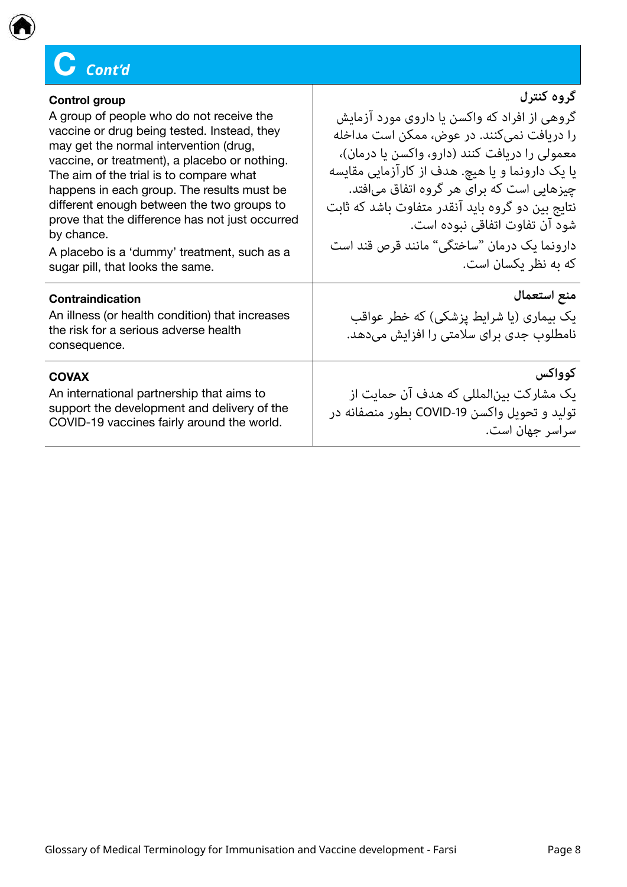# C *Cont'd*

| English | Farsi |
|---|---|
| **Control group**<br>A group of people who do not receive the vaccine or drug being tested. Instead, they may get the normal intervention (drug, vaccine, or treatment), a placebo or nothing. The aim of the trial is to compare what happens in each group. The results must be different enough between the two groups to prove that the difference has not just occurred by chance.<br>A placebo is a 'dummy' treatment, such as a sugar pill, that looks the same. | **گروه کنترل**<br>گروهی از افراد که واکسن یا داروی مورد آزمایش را دریافت نمی‌کنند. در عوض، ممکن است مداخله معمولی را دریافت کنند (دارو، واکسن یا درمان)، یا یک دارونما و یا هیچ. هدف از کارآزمایی مقایسه چیزهایی است که برای هر گروه اتفاق می‌افتد. نتایج بین دو گروه باید آنقدر متفاوت باشد که ثابت شود آن تفاوت اتفاقی نبوده است.<br>دارونما یک درمان "ساختگی" مانند قرص قند است که به نظر یکسان است. |
| **Contraindication**<br>An illness (or health condition) that increases the risk for a serious adverse health consequence. | **منع استعمال**<br>یک بیماری (یا شرایط پزشکی) که خطر عواقب نامطلوب جدی برای سلامتی را افزایش می‌دهد. |
| **COVAX**<br>An international partnership that aims to support the development and delivery of the COVID-19 vaccines fairly around the world. | **کوواکس**<br>یک مشارکت بین‌المللی که هدف آن حمایت از تولید و تحویل واکسن COVID-19 بطور منصفانه در سراسر جهان است. |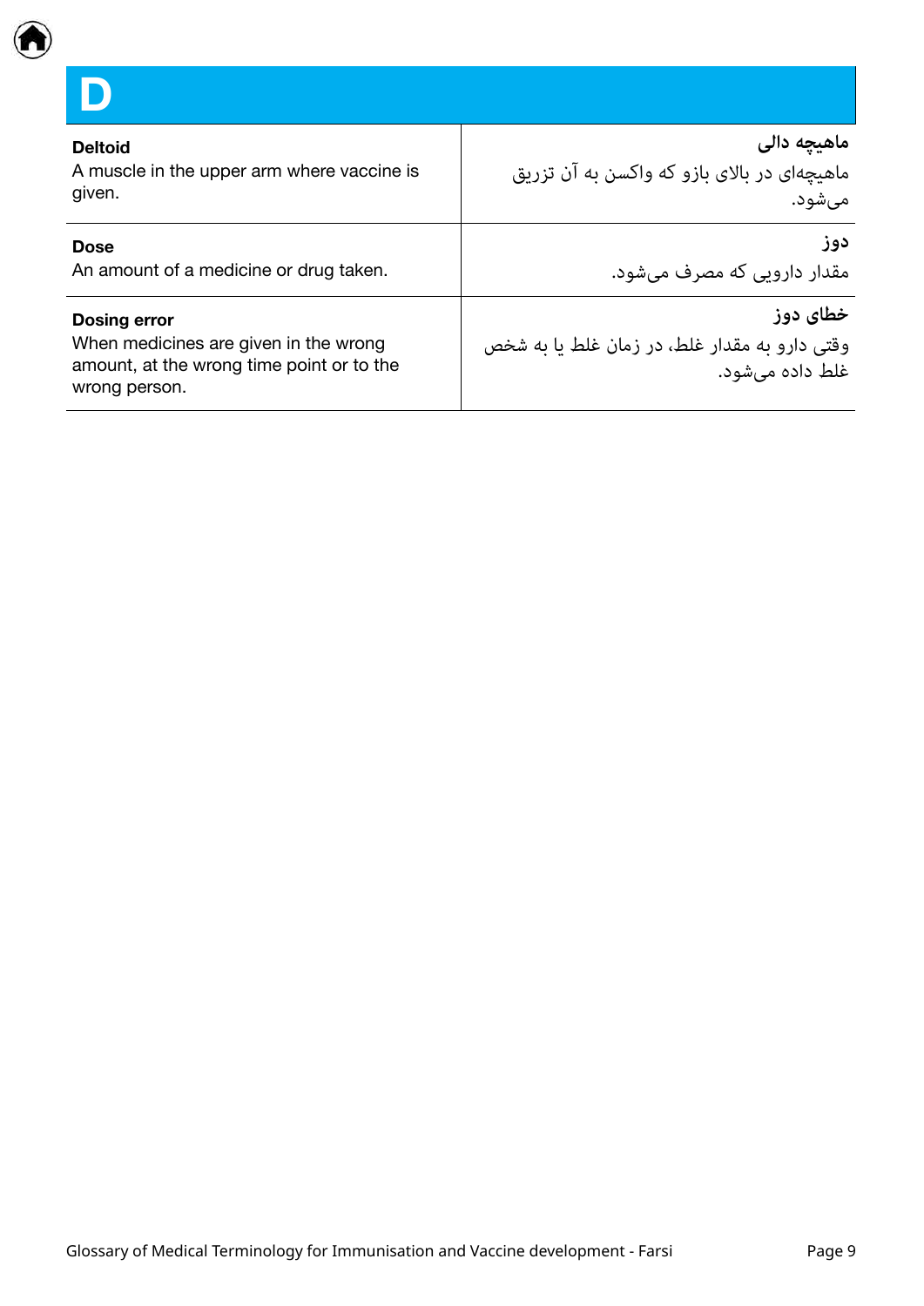# D

| English | Farsi |
|---|---|
| **Deltoid**<br>A muscle in the upper arm where vaccine is given. | **ماهیچه دالی**<br>ماهیچه‌ای در بالای بازو که واکسن به آن تزریق می‌شود. |
| **Dose**<br>An amount of a medicine or drug taken. | **دوز**<br>مقدار دارویی که مصرف می‌شود. |
| **Dosing error**<br>When medicines are given in the wrong amount, at the wrong time point or to the wrong person. | **خطای دوز**<br>وقتی دارو به مقدار غلط، در زمان غلط یا به شخص غلط داده می‌شود. |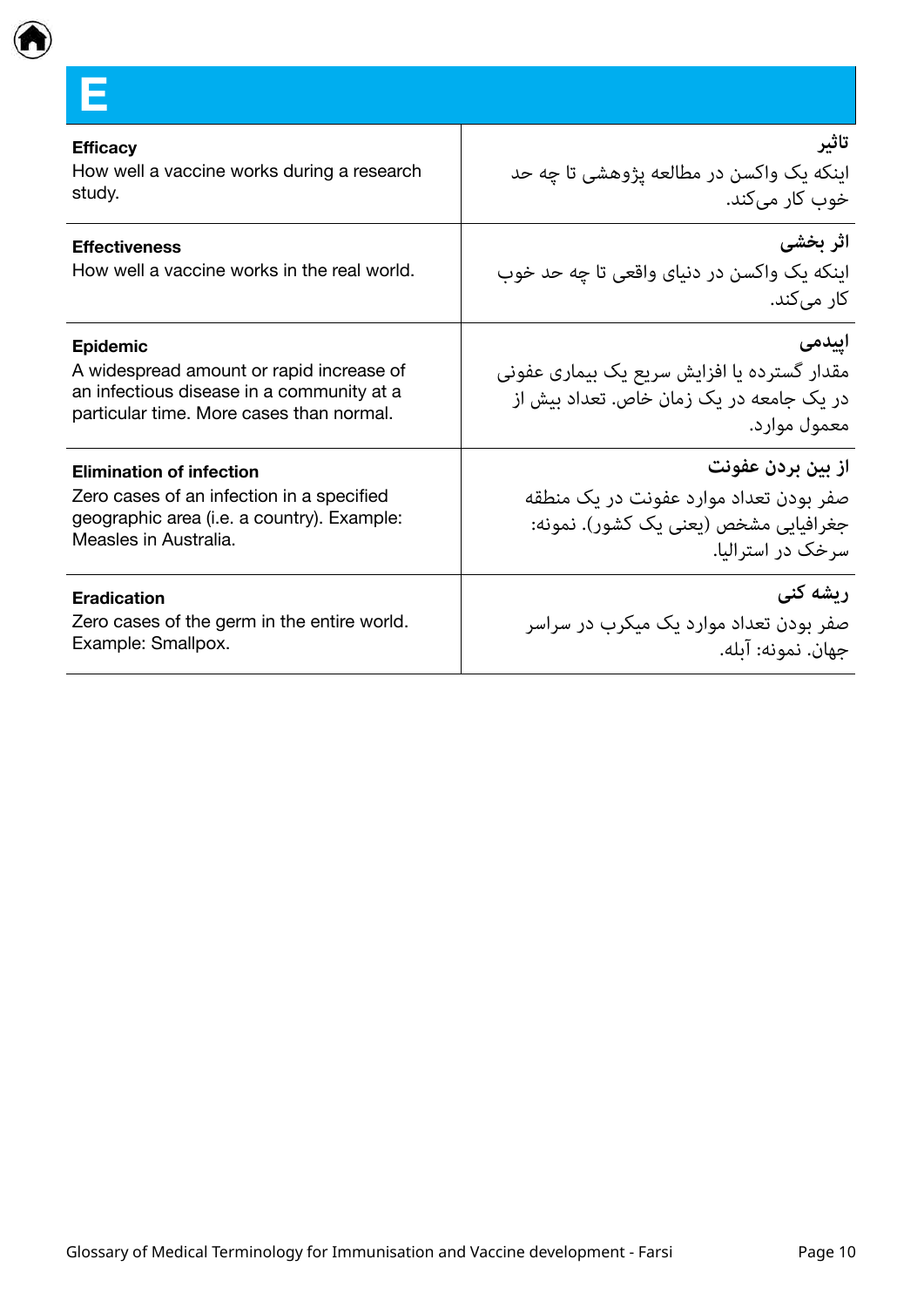# E

| English | Farsi |
|---|---|
| **Efficacy**<br>How well a vaccine works during a research study. | **تاثیر**<br>اینکه یک واکسن در مطالعه پژوهشی تا چه حد خوب کار می‌کند. |
| **Effectiveness**<br>How well a vaccine works in the real world. | **اثر بخشی**<br>اینکه یک واکسن در دنیای واقعی تا چه حد خوب کار می‌کند. |
| **Epidemic**<br>A widespread amount or rapid increase of an infectious disease in a community at a particular time. More cases than normal. | **اپیدمی**<br>مقدار گسترده یا افزایش سریع یک بیماری عفونی در یک جامعه در یک زمان خاص. تعداد بیش از معمول موارد. |
| **Elimination of infection**<br>Zero cases of an infection in a specified geographic area (i.e. a country). Example: Measles in Australia. | **از بین بردن عفونت**<br>صفر بودن تعداد موارد عفونت در یک منطقه جغرافیایی مشخص (یعنی یک کشور). نمونه: سرخک در استرالیا. |
| **Eradication**<br>Zero cases of the germ in the entire world. Example: Smallpox. | **ریشه کنی**<br>صفر بودن تعداد موارد یک میکرب در سراسر جهان. نمونه: آبله. |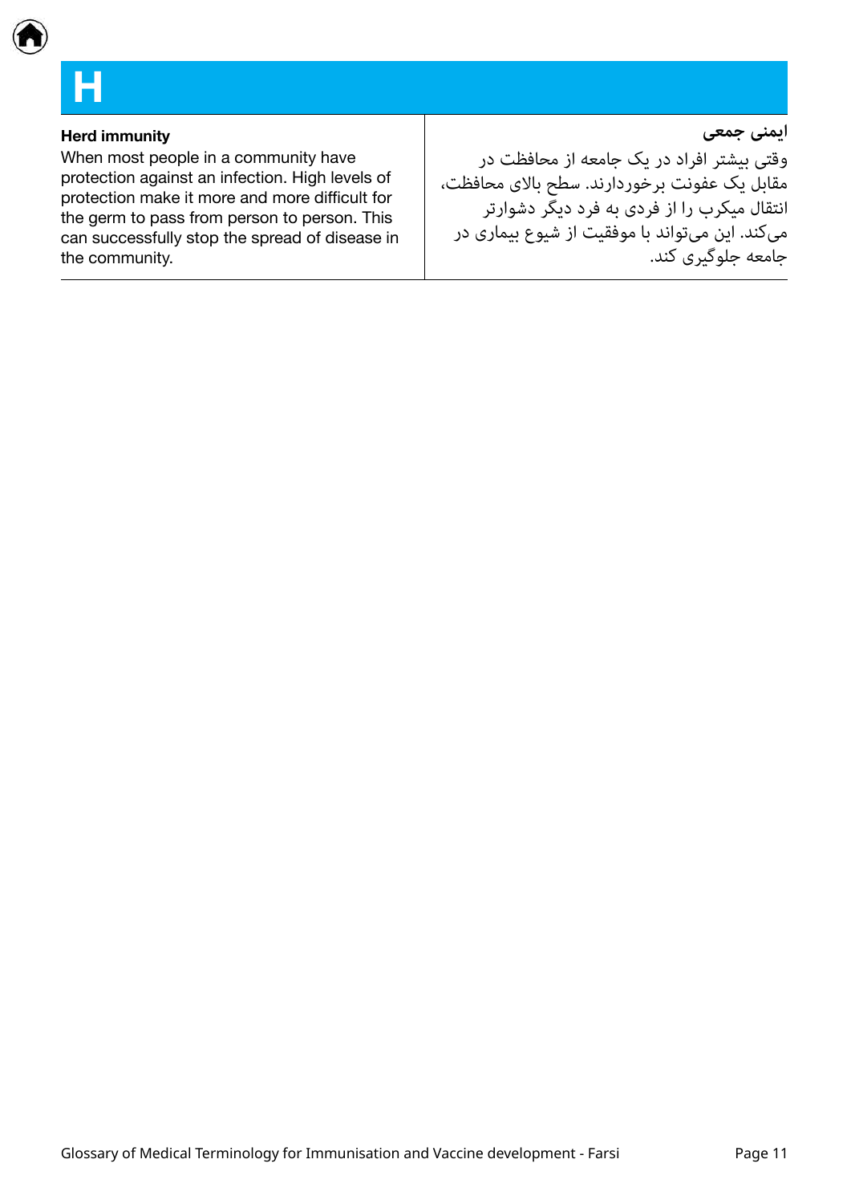# H

| Herd immunity | ایمنی جمعی |
| --- | --- |
| When most people in a community have protection against an infection. High levels of protection make it more and more difficult for the germ to pass from person to person. This can successfully stop the spread of disease in the community. | وقتی بیشتر افراد در یک جامعه از محافظت در مقابل یک عفونت برخوردارند. سطح بالای محافظت، انتقال میکرب را از فردی به فرد دیگر دشوارتر می‌کند. این می‌تواند با موفقیت از شیوع بیماری در جامعه جلوگیری کند. |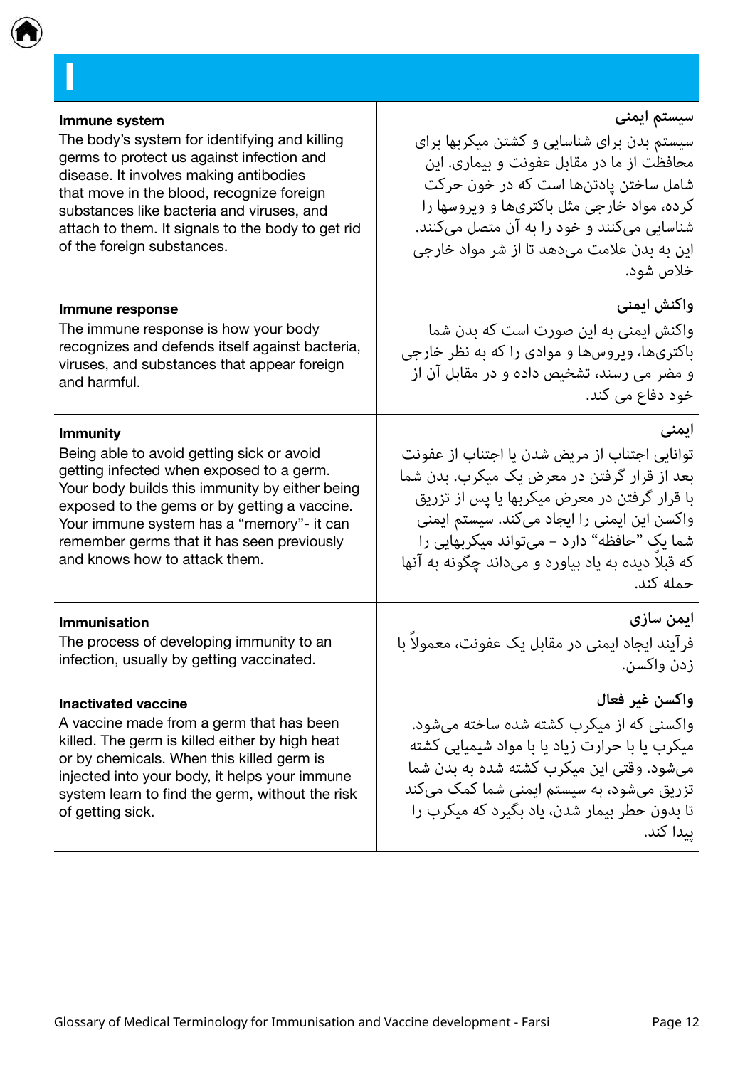# I

| | |
|---|---|
| **Immune system**<br>The body's system for identifying and killing germs to protect us against infection and disease. It involves making antibodies that move in the blood, recognize foreign substances like bacteria and viruses, and attach to them. It signals to the body to get rid of the foreign substances. | **سیستم ایمنی**<br>سیستم بدن برای شناسایی و کشتن میکربها برای محافظت از ما در مقابل عفونت و بیماری. این شامل ساختن پادتن‌ها است که در خون حرکت کرده، مواد خارجی مثل باکتری‌ها و ویروسها را شناسایی می‌کنند و خود را به آن متصل می‌کنند. این به بدن علامت می‌دهد تا از شر مواد خارجی خلاص شود. |
| **Immune response**<br>The immune response is how your body recognizes and defends itself against bacteria, viruses, and substances that appear foreign and harmful. | **واکنش ایمنی**<br>واکنش ایمنی به این صورت است که بدن شما باکتری‌ها، ویروس‌ها و موادی را که به نظر خارجی و مضر می رسند، تشخیص داده و در مقابل آن از خود دفاع می کند. |
| **Immunity**<br>Being able to avoid getting sick or avoid getting infected when exposed to a germ. Your body builds this immunity by either being exposed to the gems or by getting a vaccine. Your immune system has a "memory"- it can remember germs that it has seen previously and knows how to attack them. | **ایمنی**<br>توانایی اجتناب از مریض شدن یا اجتناب از عفونت بعد از قرار گرفتن در معرض یک میکرب. بدن شما با قرار گرفتن در معرض میکربها یا پس از تزریق واکسن این ایمنی را ایجاد می‌کند. سیستم ایمنی شما یک "حافظه" دارد - می‌تواند میکربهایی را که قبلاً دیده به یاد بیاورد و می‌داند چگونه به آنها حمله کند. |
| **Immunisation**<br>The process of developing immunity to an infection, usually by getting vaccinated. | **ایمن سازی**<br>فرآیند ایجاد ایمنی در مقابل یک عفونت، معمولاً با زدن واکسن. |
| **Inactivated vaccine**<br>A vaccine made from a germ that has been killed. The germ is killed either by high heat or by chemicals. When this killed germ is injected into your body, it helps your immune system learn to find the germ, without the risk of getting sick. | **واکسن غیر فعال**<br>واکسنی که از میکرب کشته شده ساخته می‌شود. میکرب یا با حرارت زیاد یا با مواد شیمیایی کشته می‌شود. وقتی این میکرب کشته شده به بدن شما تزریق می‌شود، به سیستم ایمنی شما کمک می‌کند تا بدون حطر بیمار شدن، یاد بگیرد که میکرب را پیدا کند. |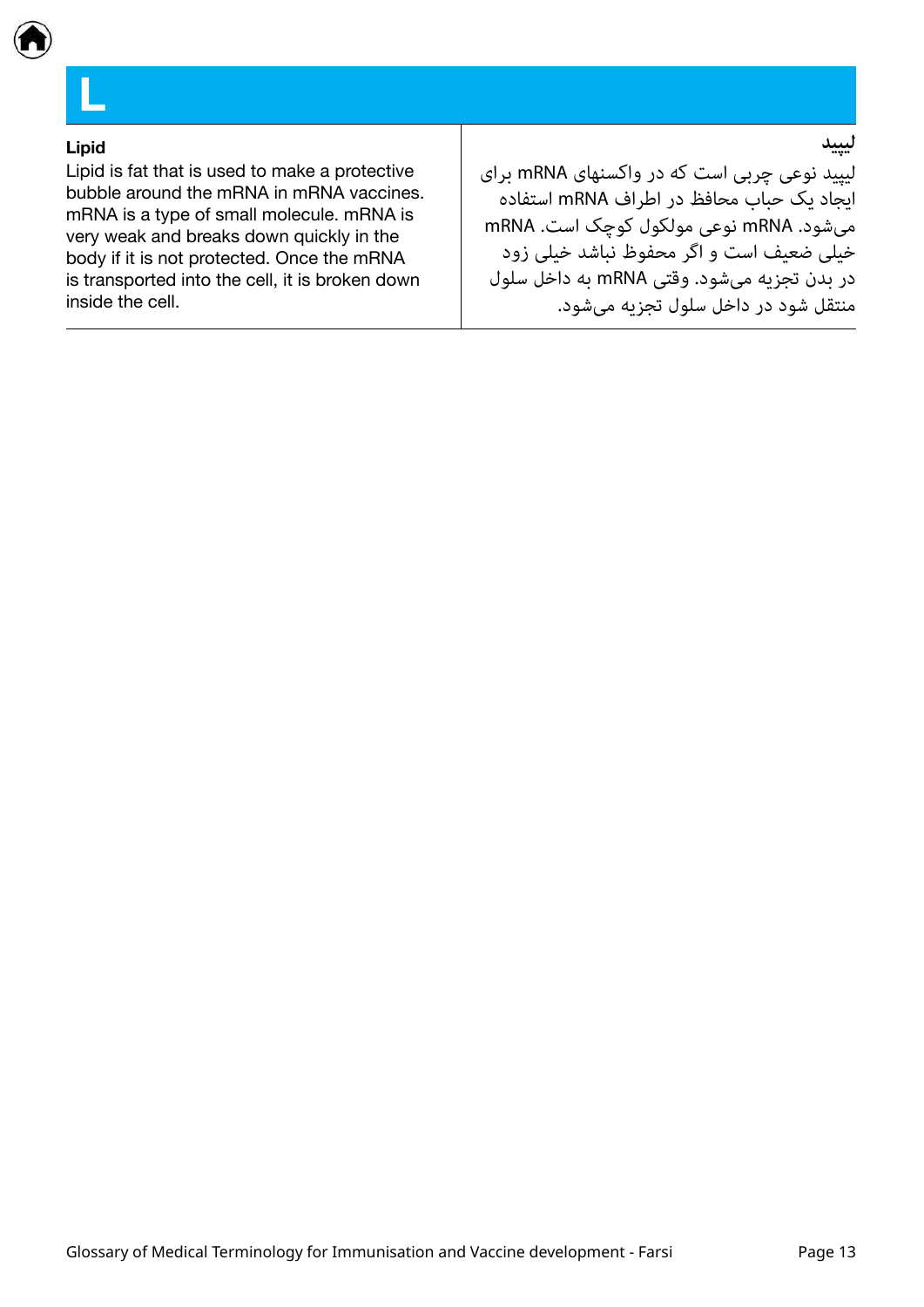# L

| Lipid | لیپید |
|---|---|
| Lipid is fat that is used to make a protective bubble around the mRNA in mRNA vaccines. mRNA is a type of small molecule. mRNA is very weak and breaks down quickly in the body if it is not protected. Once the mRNA is transported into the cell, it is broken down inside the cell. | لیپید نوعی چربی است که در واکسنهای mRNA برای ایجاد یک حباب محافظ در اطراف mRNA استفاده می‌شود. mRNA نوعی مولکول کوچک است. mRNA خیلی ضعیف است و اگر محفوظ نباشد خیلی زود در بدن تجزیه می‌شود. وقتی mRNA به داخل سلول منتقل شود در داخل سلول تجزیه می‌شود. |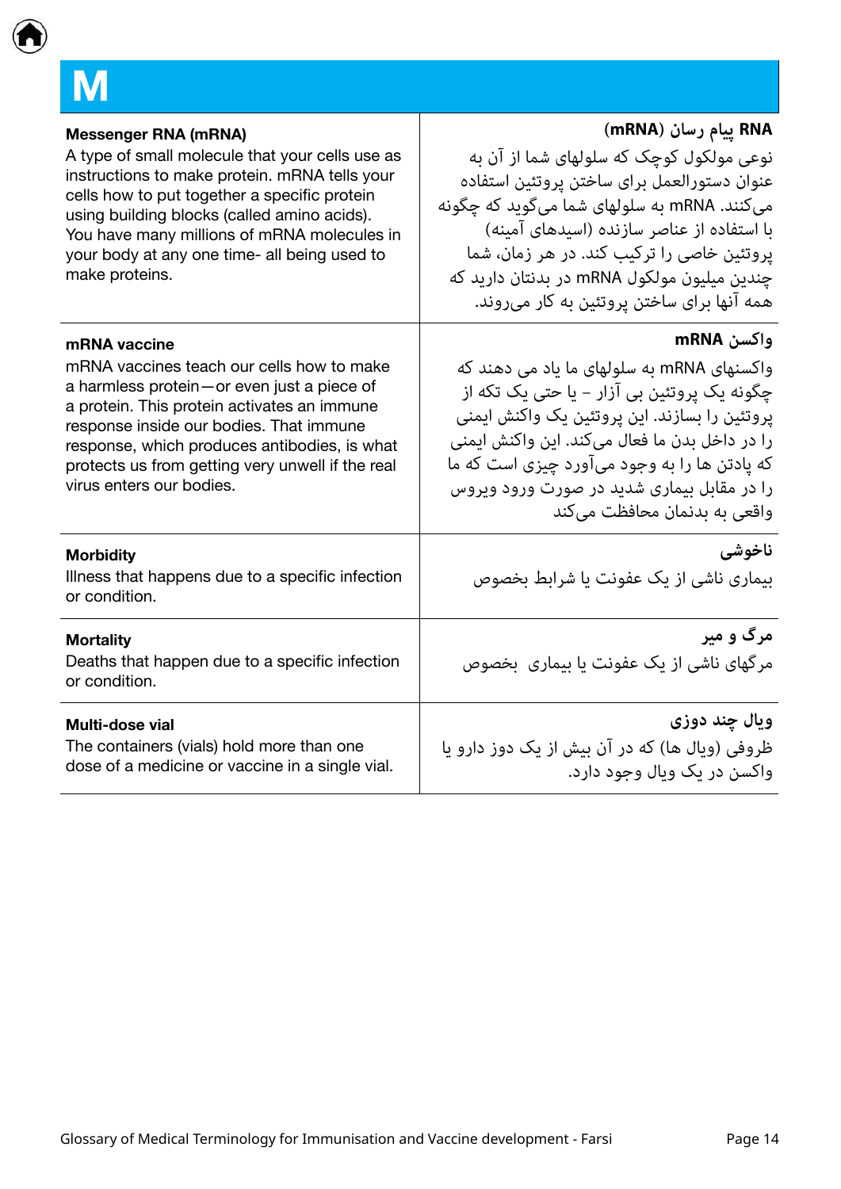# M

| English | Farsi |
| --- | --- |
| **Messenger RNA (mRNA)**<br>A type of small molecule that your cells use as instructions to make protein. mRNA tells your cells how to put together a specific protein using building blocks (called amino acids). You have many millions of mRNA molecules in your body at any one time- all being used to make proteins. | **RNA پیام رسان (mRNA)**<br>نوعی مولکول کوچک که سلولهای شما از آن به عنوان دستورالعمل برای ساختن پروتئین استفاده می‌کنند. mRNA به سلولهای شما می‌گوید که چگونه با استفاده از عناصر سازنده (اسیدهای آمینه) پروتئین خاصی را ترکیب کند. در هر زمان، شما چندین میلیون مولکول mRNA در بدنتان دارید که همه آنها برای ساختن پروتئین به کار می‌روند. |
| **mRNA vaccine**<br>mRNA vaccines teach our cells how to make a harmless protein—or even just a piece of a protein. This protein activates an immune response inside our bodies. That immune response, which produces antibodies, is what protects us from getting very unwell if the real virus enters our bodies. | **واکسن mRNA**<br>واکسنهای mRNA به سلولهای ما یاد می دهند که چگونه یک پروتئین بی آزار – یا حتی یک تکه از پروتئین را بسازند. این پروتئین یک واکنش ایمنی را در داخل بدن ما فعال می‌کند. این واکنش ایمنی که پادتن ها را به وجود می‌آورد چیزی است که ما را در مقابل بیماری شدید در صورت ورود ویروس واقعی به بدنمان محافظت می‌کند |
| **Morbidity**<br>Illness that happens due to a specific infection or condition. | **ناخوشی**<br>بیماری ناشی از یک عفونت یا شرایط بخصوص |
| **Mortality**<br>Deaths that happen due to a specific infection or condition. | **مرگ و میر**<br>مرگهای ناشی از یک عفونت یا بیماری بخصوص |
| **Multi-dose vial**<br>The containers (vials) hold more than one dose of a medicine or vaccine in a single vial. | **ویال چند دوزی**<br>ظروفی (ویال ها) که در آن بیش از یک دوز دارو یا واکسن در یک ویال وجود دارد. |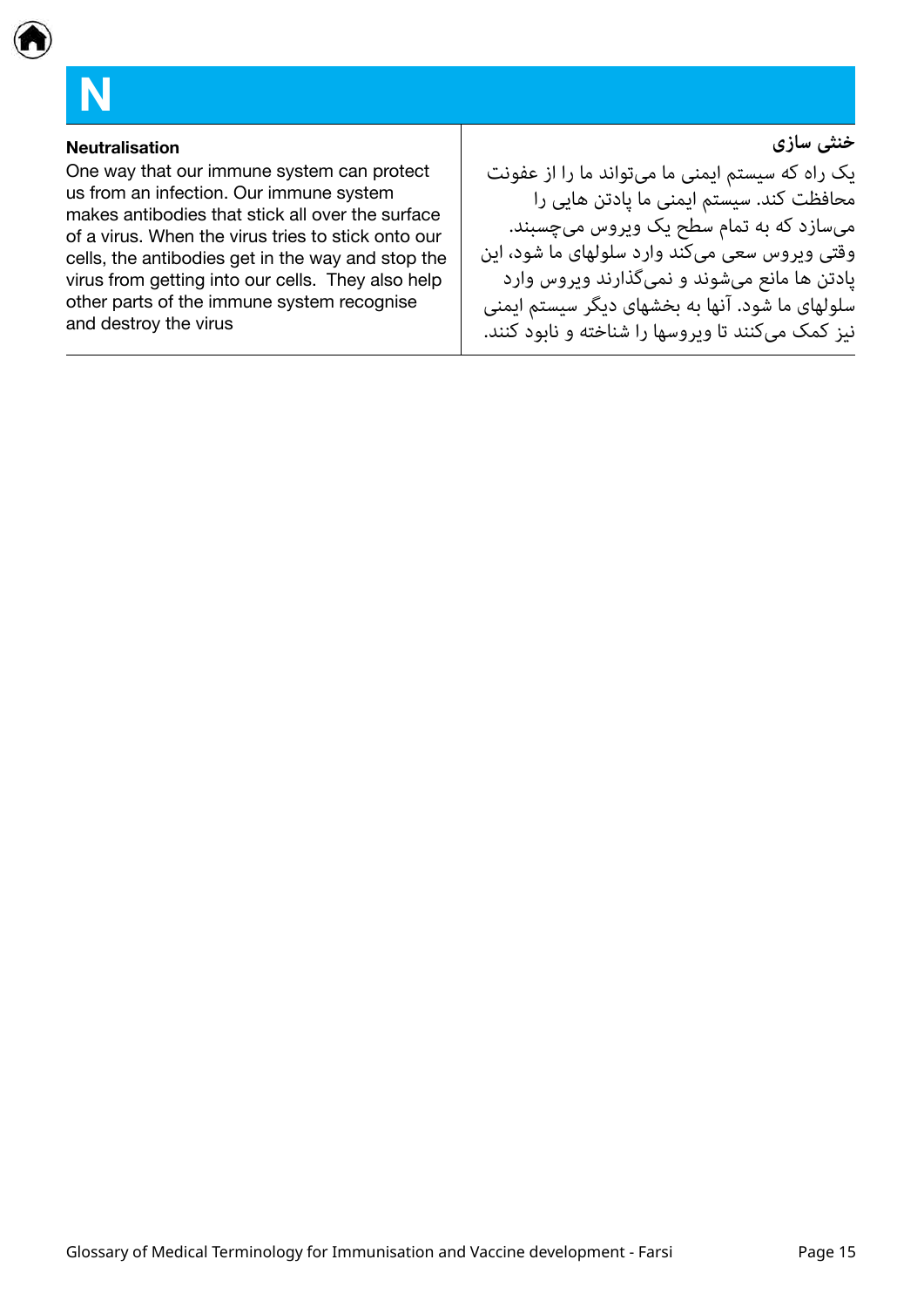# N

| Neutralisation | خنثی سازی |
| --- | --- |
| One way that our immune system can protect us from an infection. Our immune system makes antibodies that stick all over the surface of a virus. When the virus tries to stick onto our cells, the antibodies get in the way and stop the virus from getting into our cells. They also help other parts of the immune system recognise and destroy the virus | یک راه که سیستم ایمنی ما می‌تواند ما را از عفونت محافظت کند. سیستم ایمنی ما پادتن هایی را می‌سازد که به تمام سطح یک ویروس می‌چسبند. وقتی ویروس سعی می‌کند وارد سلولهای ما شود، این پادتن ها مانع می‌شوند و نمی‌گذارند ویروس وارد سلولهای ما شود. آنها به بخشهای دیگر سیستم ایمنی نیز کمک می‌کنند تا ویروسها را شناخته و نابود کنند. |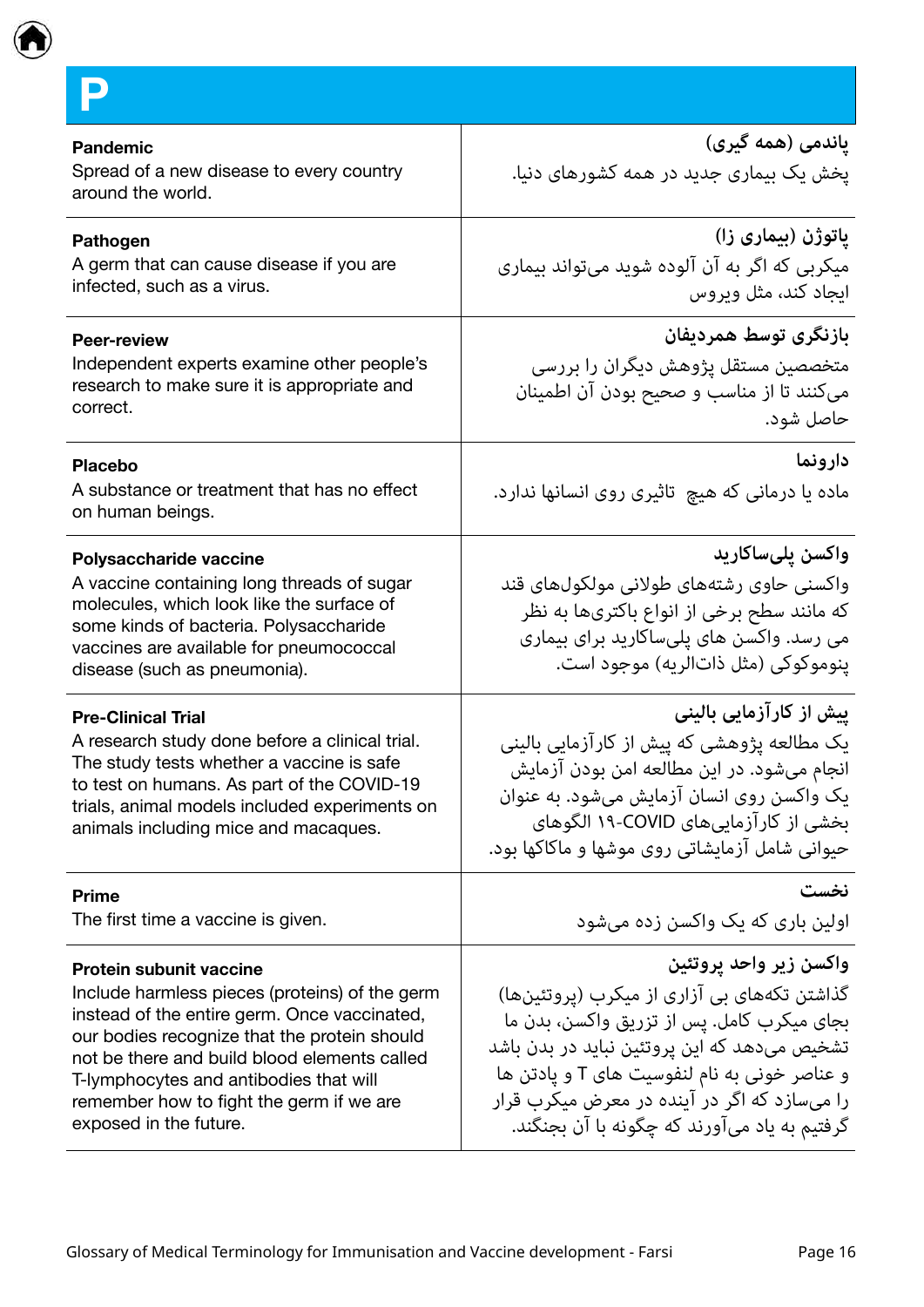# P

| English | Farsi |
| --- | --- |
| **Pandemic**<br>Spread of a new disease to every country around the world. | **پاندمی (همه گیری)**<br>پخش یک بیماری جدید در همه کشورهای دنیا. |
| **Pathogen**<br>A germ that can cause disease if you are infected, such as a virus. | **پاتوژن (بیماری زا)**<br>میکربی که اگر به آن آلوده شوید می‌تواند بیماری ایجاد کند، مثل ویروس |
| **Peer-review**<br>Independent experts examine other people's research to make sure it is appropriate and correct. | **بازنگری توسط همردیفان**<br>متخصصین مستقل پژوهش دیگران را بررسی می‌کنند تا از مناسب و صحیح بودن آن اطمینان حاصل شود. |
| **Placebo**<br>A substance or treatment that has no effect on human beings. | **دارونما**<br>ماده یا درمانی که هیچ  تاثیری روی انسانها ندارد. |
| **Polysaccharide vaccine**<br>A vaccine containing long threads of sugar molecules, which look like the surface of some kinds of bacteria. Polysaccharide vaccines are available for pneumococcal disease (such as pneumonia). | **واکسن پلی‌ساکارید**<br>واکسنی حاوی رشته‌های طولانی مولکول‌های قند که مانند سطح برخی از انواع باکتری‌ها به نظر می رسد. واکسن های پلی‌ساکارید برای بیماری پنوموکوکی (مثل ذات‌الریه) موجود است. |
| **Pre-Clinical Trial**<br>A research study done before a clinical trial. The study tests whether a vaccine is safe to test on humans. As part of the COVID-19 trials, animal models included experiments on animals including mice and macaques. | **پیش از کارآزمایی بالینی**<br>یک مطالعه پژوهشی که پیش از کارآزمایی بالینی انجام می‌شود. در این مطالعه امن بودن آزمایش یک واکسن روی انسان آزمایش می‌شود. به عنوان بخشی از کارآزمایی‌های COVID-۱۹ الگوهای حیوانی شامل آزمایشاتی روی موشها و ماکاها بود. |
| **Prime**<br>The first time a vaccine is given. | **نخست**<br>اولین باری که یک واکسن زده می‌شود |
| **Protein subunit vaccine**<br>Include harmless pieces (proteins) of the germ instead of the entire germ. Once vaccinated, our bodies recognize that the protein should not be there and build blood elements called T-lymphocytes and antibodies that will remember how to fight the germ if we are exposed in the future. | **واکسن زیر واحد پروتئین**<br>گذاشتن تکه‌های بی آزاری از میکرب (پروتئین‌ها) بجای میکرب کامل. پس از تزریق واکسن، بدن ما تشخیص می‌دهد که این پروتئین نباید در بدن باشد و عناصر خونی به نام لنفوسیت های T و پادتن ها را می‌سازد که اگر در آینده در معرض میکرب قرار گرفتیم به یاد می‌آورند که چگونه با آن بجنگند. |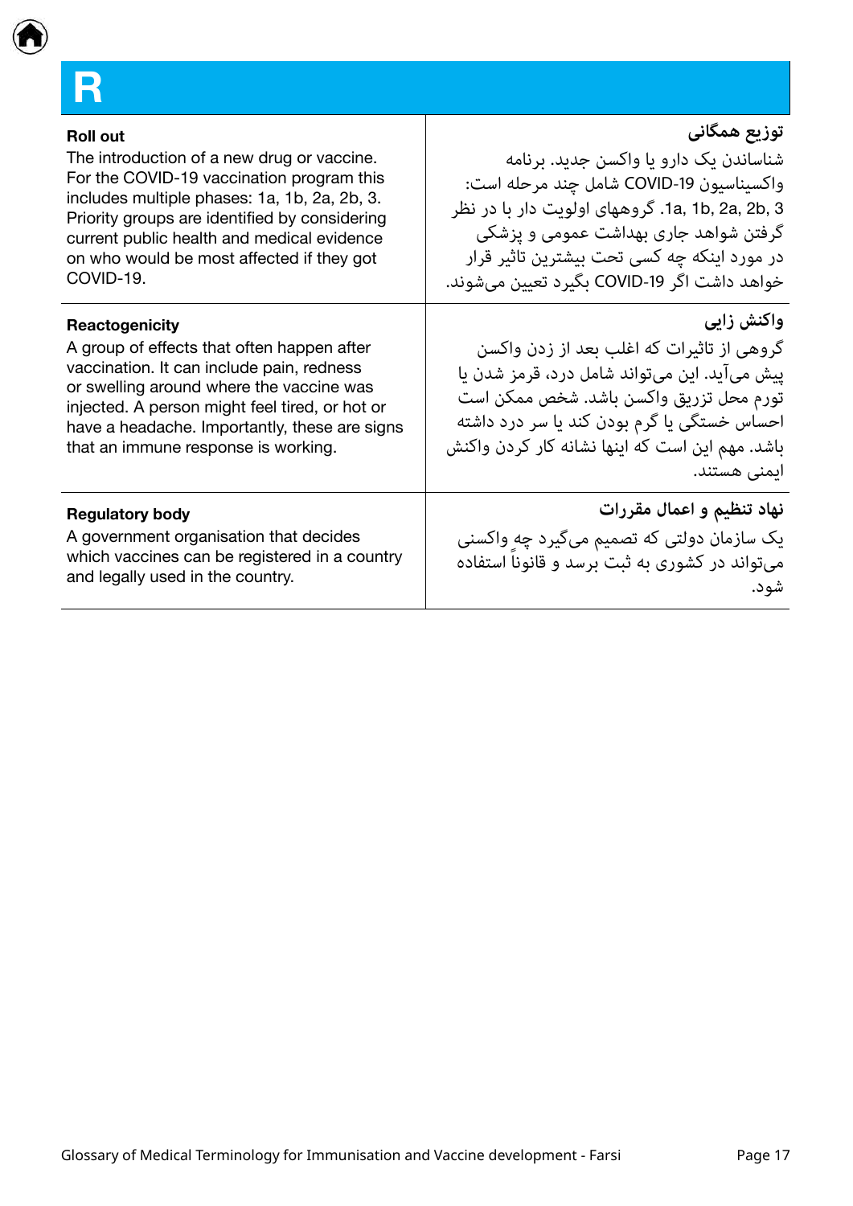# R

| English | Farsi |
| --- | --- |
| **Roll out**<br>The introduction of a new drug or vaccine. For the COVID-19 vaccination program this includes multiple phases: 1a, 1b, 2a, 2b, 3. Priority groups are identified by considering current public health and medical evidence on who would be most affected if they got COVID-19. | **توزیع همگانی**<br>شناساندن یک دارو یا واکسن جدید. برنامه واکسیناسیون COVID-19 شامل چند مرحله است: 1a, 1b, 2a, 2b, 3. گروههای اولویت دار با در نظر گرفتن شواهد جاری بهداشت عمومی و پزشکی در مورد اینکه چه کسی تحت بیشترین تاثیر قرار خواهد داشت اگر COVID-19 بگیرد تعیین می‌شوند. |
| **Reactogenicity**<br>A group of effects that often happen after vaccination. It can include pain, redness or swelling around where the vaccine was injected. A person might feel tired, or hot or have a headache. Importantly, these are signs that an immune response is working. | **واکنش زایی**<br>گروهی از تاثیرات که اغلب بعد از زدن واکسن پیش می‌آید. این می‌تواند شامل درد، قرمز شدن یا تورم محل تزریق واکسن باشد. شخص ممکن است احساس خستگی یا گرم بودن کند یا سر درد داشته باشد. مهم این است که اینها نشانه کار کردن واکنش ایمنی هستند. |
| **Regulatory body**<br>A government organisation that decides which vaccines can be registered in a country and legally used in the country. | **نهاد تنظیم و اعمال مقررات**<br>یک سازمان دولتی که تصمیم می‌گیرد چه واکسنی می‌تواند در کشوری به ثبت برسد و قانوناً استفاده شود. |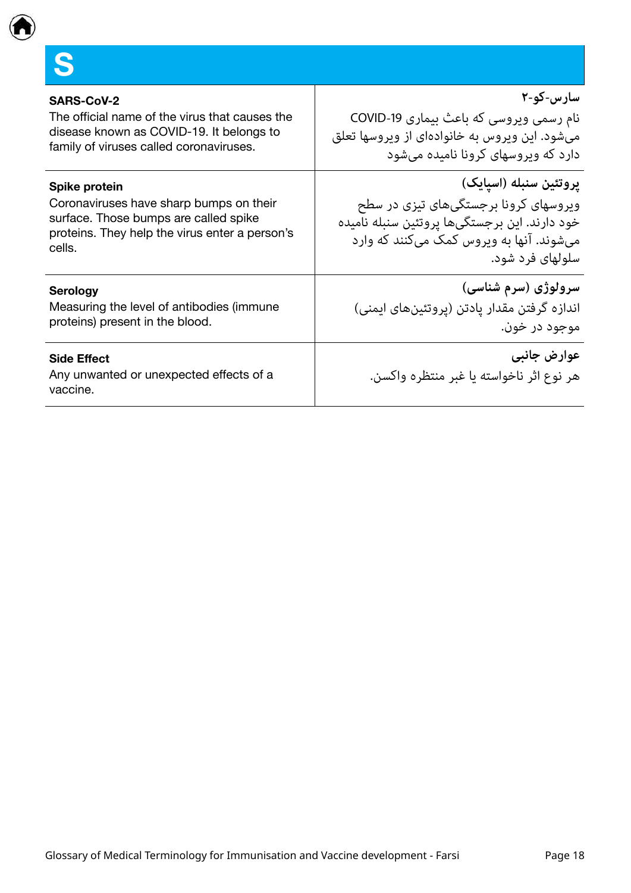# S

| English | Farsi |
| --- | --- |
| **SARS-CoV-2**<br>The official name of the virus that causes the disease known as COVID-19. It belongs to family of viruses called coronaviruses. | **سارس-کو-۲**<br>نام رسمی ویروسی که باعث بیماری COVID-19 می‌شود. این ویروس به خانواده‌ای از ویروسها تعلق دارد که ویروسهای کرونا نامیده می‌شود |
| **Spike protein**<br>Coronaviruses have sharp bumps on their surface. Those bumps are called spike proteins. They help the virus enter a person's cells. | **پروتئین سنبله (اسپایک)**<br>ویروسهای کرونا برجستگی‌های تیزی در سطح خود دارند. این برجستگی‌ها پروتئین سنبله نامیده می‌شوند. آنها به ویروس کمک می‌کنند که وارد سلولهای فرد شود. |
| **Serology**<br>Measuring the level of antibodies (immune proteins) present in the blood. | **سرولوژی (سرم شناسی)**<br>اندازه گرفتن مقدار پادتن (پروتئین‌های ایمنی) موجود در خون. |
| **Side Effect**<br>Any unwanted or unexpected effects of a vaccine. | **عوارض جانبی**<br>هر نوع اثر ناخواسته یا غیر منتظره واکسن. |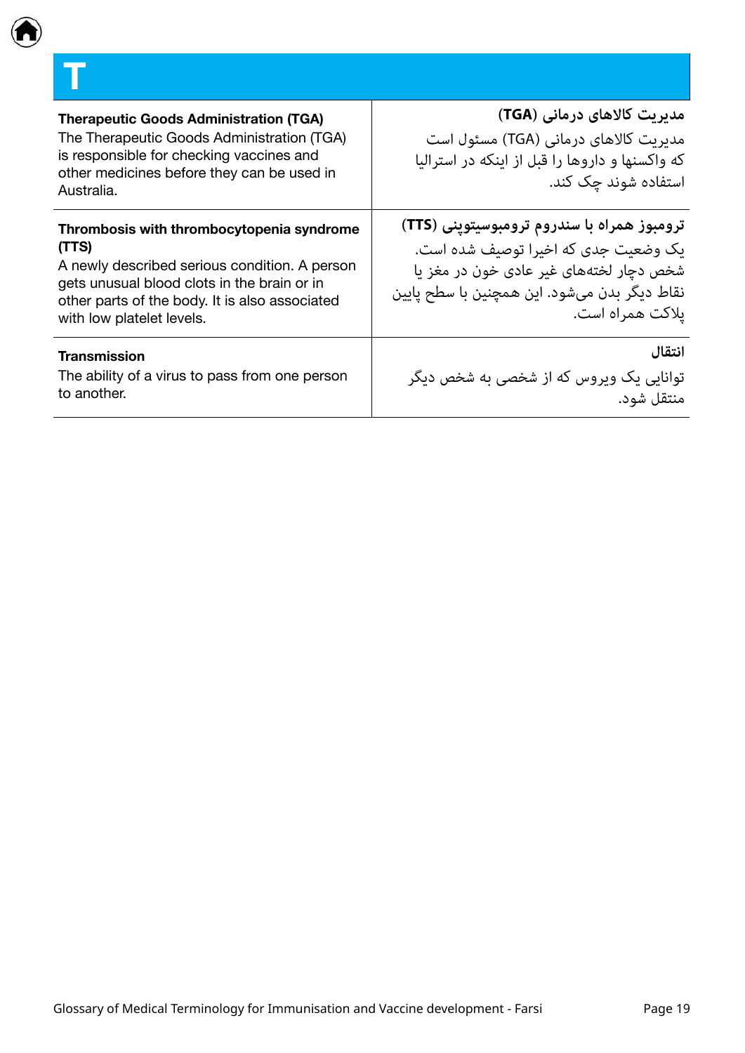# T

| | |
|---|---|
| **Therapeutic Goods Administration (TGA)**<br>The Therapeutic Goods Administration (TGA) is responsible for checking vaccines and other medicines before they can be used in Australia. | **مدیریت کالاهای درمانی (TGA)**<br>مدیریت کالاهای درمانی (TGA) مسئول است که واکسنها و داروها را قبل از اینکه در استرالیا استفاده شوند چک کند. |
| **Thrombosis with thrombocytopenia syndrome (TTS)**<br>A newly described serious condition. A person gets unusual blood clots in the brain or in other parts of the body. It is also associated with low platelet levels. | **ترومبوز همراه با سندروم ترومبوسیتوپنی (TTS)**<br>یک وضعیت جدی که اخیرا توصیف شده است. شخص دچار لخته‌های غیر عادی خون در مغز یا نقاط دیگر بدن می‌شود. این همچنین با سطح پایین پلاکت همراه است. |
| **Transmission**<br>The ability of a virus to pass from one person to another. | **انتقال**<br>توانایی یک ویروس که از شخصی به شخص دیگر منتقل شود. |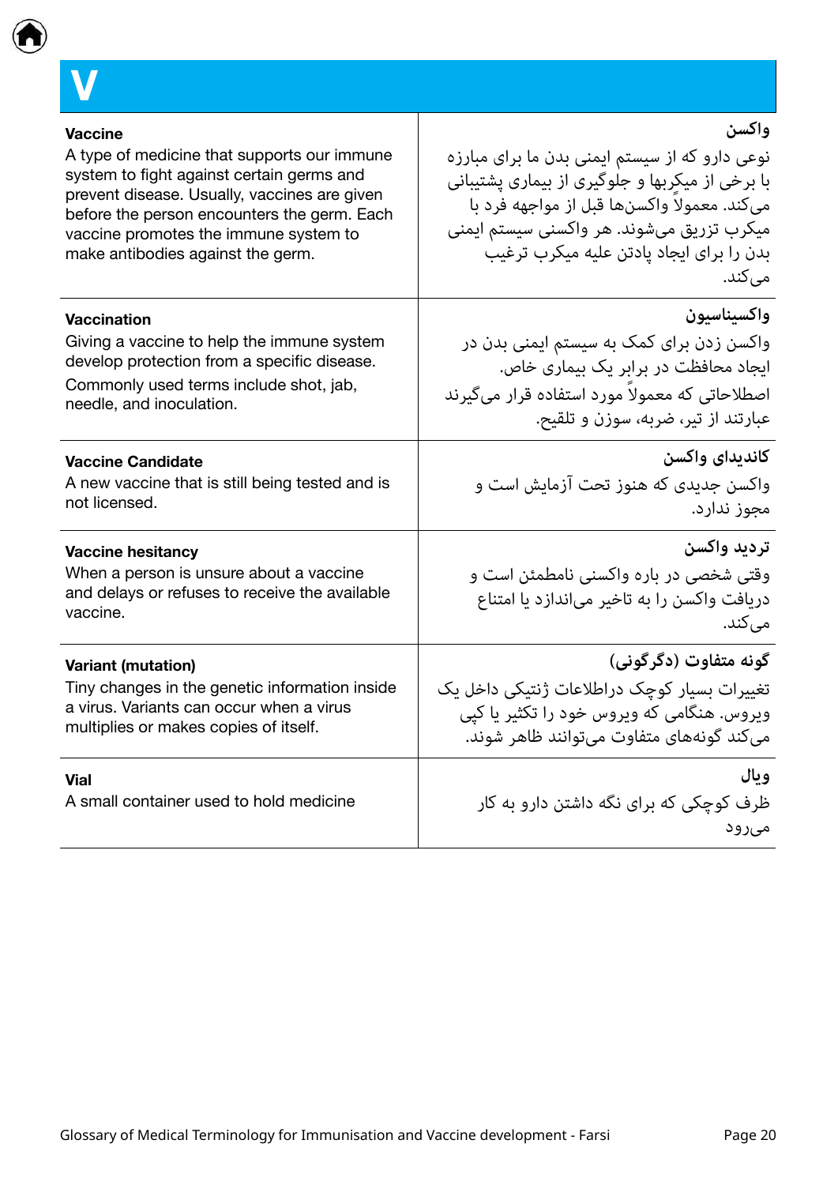# V

| English | Farsi |
| --- | --- |
| **Vaccine**<br>A type of medicine that supports our immune system to fight against certain germs and prevent disease. Usually, vaccines are given before the person encounters the germ. Each vaccine promotes the immune system to make antibodies against the germ. | **واکسن**<br>نوعی دارو که از سیستم ایمنی بدن ما برای مبارزه با برخی از میکربها و جلوگیری از بیماری پشتیبانی می‌کند. معمولاً واکسن‌ها قبل از مواجهه فرد با میکرب تزریق می‌شوند. هر واکسنی سیستم ایمنی بدن را برای ایجاد پادتن علیه میکرب ترغیب می‌کند. |
| **Vaccination**<br>Giving a vaccine to help the immune system develop protection from a specific disease.<br>Commonly used terms include shot, jab, needle, and inoculation. | **واکسیناسیون**<br>واکسن زدن برای کمک به سیستم ایمنی بدن در ایجاد محافظت در برابر یک بیماری خاص.<br>اصطلاحاتی که معمولاً مورد استفاده قرار می‌گیرند عبارتند از تیر، ضربه، سوزن و تلقیح. |
| **Vaccine Candidate**<br>A new vaccine that is still being tested and is not licensed. | **کاندیدای واکسن**<br>واکسن جدیدی که هنوز تحت آزمایش است و مجوز ندارد. |
| **Vaccine hesitancy**<br>When a person is unsure about a vaccine and delays or refuses to receive the available vaccine. | **تردید واکسن**<br>وقتی شخصی در باره واکسنی نامطمئن است و دریافت واکسن را به تاخیر می‌اندازد یا امتناع می‌کند. |
| **Variant (mutation)**<br>Tiny changes in the genetic information inside a virus. Variants can occur when a virus multiplies or makes copies of itself. | **گونه متفاوت (دگرگونی)**<br>تغییرات بسیار کوچک دراطلاعات ژنتیکی داخل یک ویروس. هنگامی که ویروس خود را تکثیر یا کپی می‌کند گونه‌های متفاوت می‌توانند ظاهر شوند. |
| **Vial**<br>A small container used to hold medicine | **ویال**<br>ظرف کوچکی که برای نگه داشتن دارو به کار می‌رود |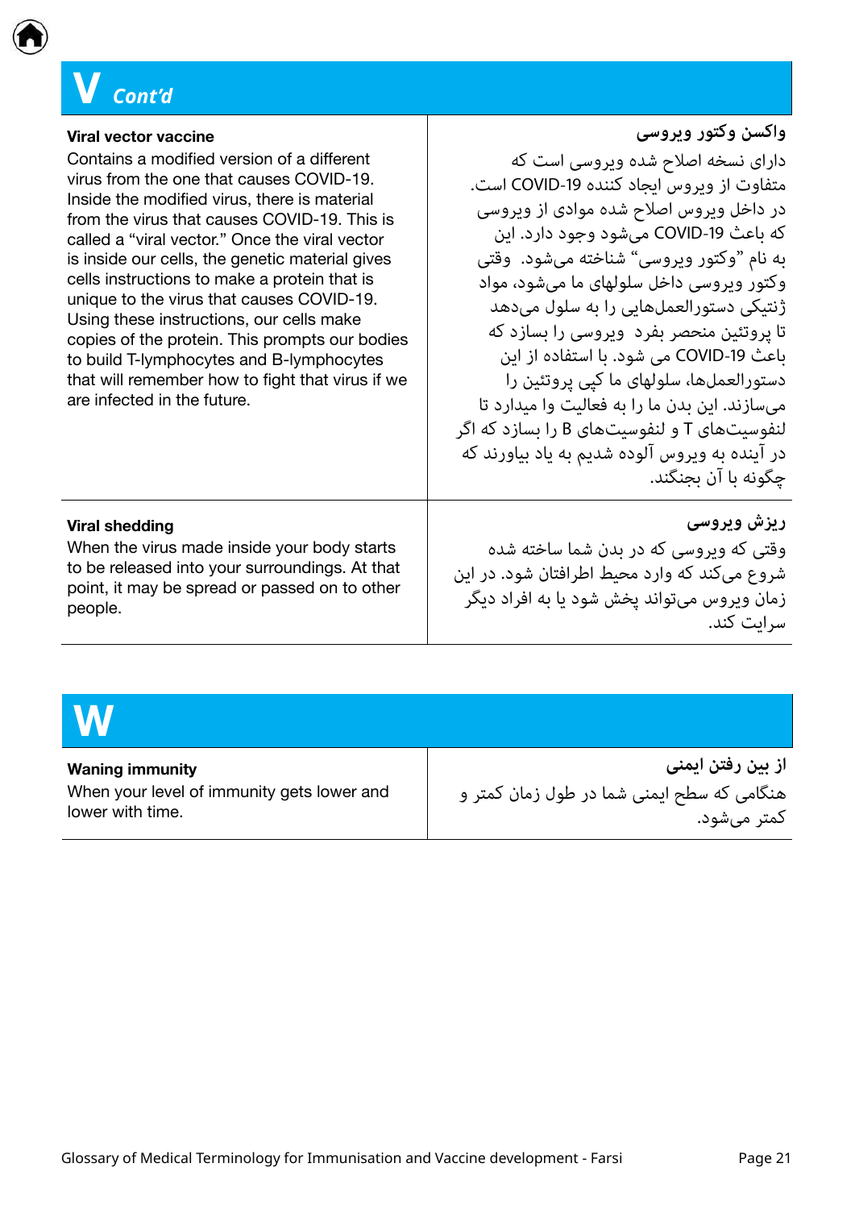# V *Cont'd*

| | |
|---|---|
| **Viral vector vaccine**<br>Contains a modified version of a different virus from the one that causes COVID-19. Inside the modified virus, there is material from the virus that causes COVID-19. This is called a "viral vector." Once the viral vector is inside our cells, the genetic material gives cells instructions to make a protein that is unique to the virus that causes COVID-19. Using these instructions, our cells make copies of the protein. This prompts our bodies to build T-lymphocytes and B-lymphocytes that will remember how to fight that virus if we are infected in the future. | **واکسن وکتور ویروسی**<br>دارای نسخه اصلاح شده ویروسی است که متفاوت از ویروس ایجاد کننده COVID-19 است. در داخل ویروس اصلاح شده موادی از ویروسی که باعث COVID-19 می‌شود وجود دارد. این به نام "وکتور ویروسی" شناخته می‌شود. وقتی وکتور ویروسی داخل سلولهای ما می‌شود، مواد ژنتیکی دستورالعملهایی را به سلول می‌دهد تا پروتئین منحصر بفرد ویروسی را بسازد که باعث COVID-19 می شود. با استفاده از این دستورالعمل‌ها، سلولهای ما کپی پروتئین را می‌سازند. این بدن ما را به فعالیت وا میدارد تا لنفوسیت‌های T و لنفوسیت‌های B را بسازد که اگر در آینده به ویروس آلوده شدیم به یاد بیاورند که چگونه با آن بجنگند. |
| **Viral shedding**<br>When the virus made inside your body starts to be released into your surroundings. At that point, it may be spread or passed on to other people. | **ریزش ویروسی**<br>وقتی که ویروسی که در بدن شما ساخته شده شروع می‌کند که وارد محیط اطرافتان شود. در این زمان ویروس می‌تواند پخش شود یا به افراد دیگر سرایت کند. |

# W

| | |
|---|---|
| **Waning immunity**<br>When your level of immunity gets lower and lower with time. | **از بین رفتن ایمنی**<br>هنگامی که سطح ایمنی شما در طول زمان کمتر و کمتر می‌شود. |